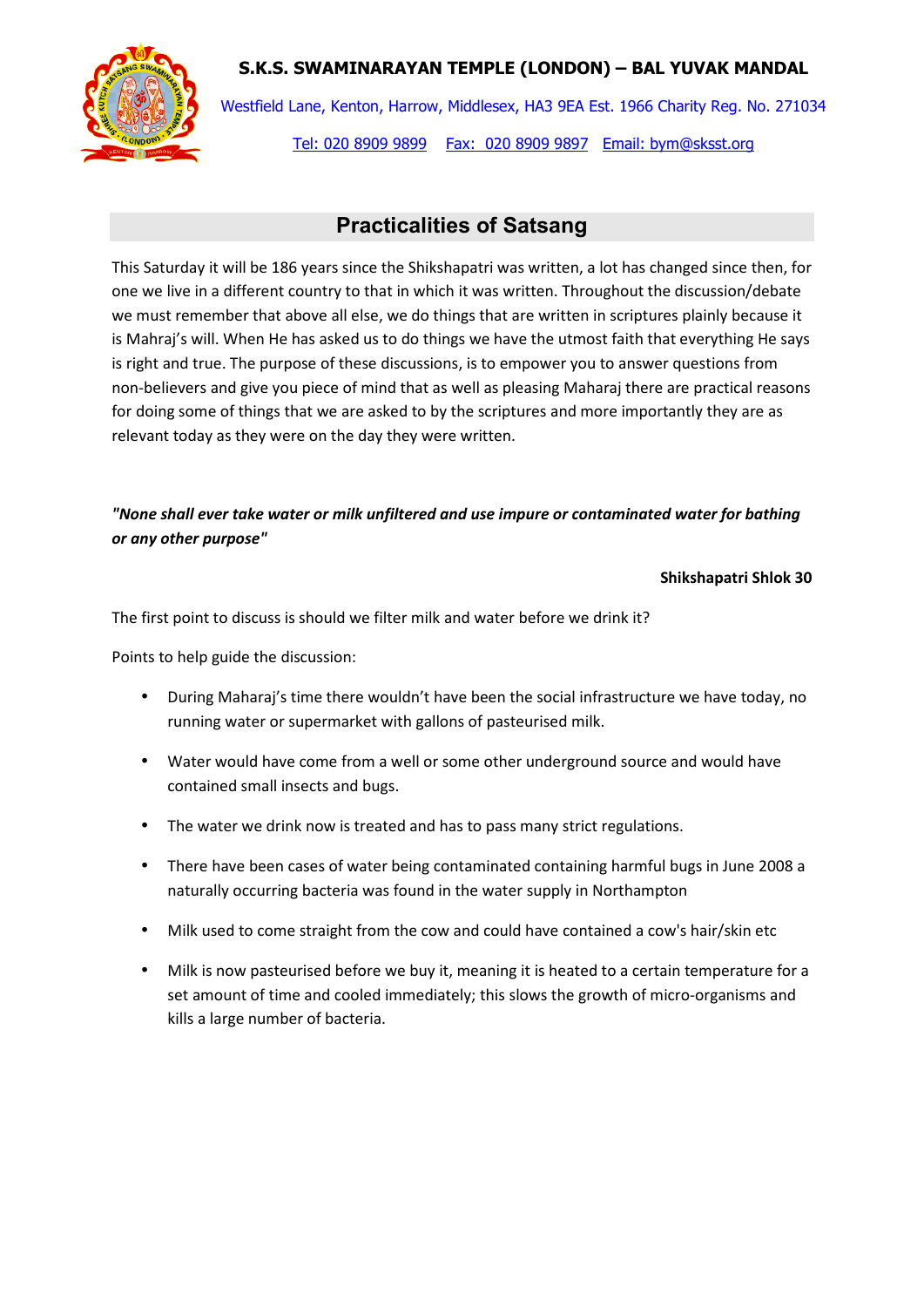**S.K.S. SWAMINARAYAN TEMPLE (LONDON) – BAL YUVAK MANDAL**

Westfield Lane, Kenton, Harrow, Middlesex, HA3 9EA Est. 1966 Charity Reg. No. 271034

Tel: 020 8909 9899 Fax: 020 8909 9897 Email: bym@sksst.org

# Practicalities of Satsang

This Saturday it will be 186 years since the Shikshapatri was written, a lot has changed since then, for one we live in a different country to that in which it was written. Throughout the discussion/debate we must remember that above all else, we do things that are written in scriptures plainly because it is Mahraj's will. When He has asked us to do things we have the utmost faith that everything He says is right and true. The purpose of these discussions, is to empower you to answer questions from non-believers and give you piece of mind that as well as pleasing Maharaj there are practical reasons for doing some of things that we are asked to by the scriptures and more importantly they are as relevant today as they were on the day they were written.

***"None shall ever take water or milk unfiltered and use impure or contaminated water for bathing or any other purpose"***

**Shikshapatri Shlok 30**

The first point to discuss is should we filter milk and water before we drink it?

Points to help guide the discussion:

- During Maharaj's time there wouldn't have been the social infrastructure we have today, no running water or supermarket with gallons of pasteurised milk.
- Water would have come from a well or some other underground source and would have contained small insects and bugs.
- The water we drink now is treated and has to pass many strict regulations.
- There have been cases of water being contaminated containing harmful bugs in June 2008 a naturally occurring bacteria was found in the water supply in Northampton
- Milk used to come straight from the cow and could have contained a cow's hair/skin etc
- Milk is now pasteurised before we buy it, meaning it is heated to a certain temperature for a set amount of time and cooled immediately; this slows the growth of micro-organisms and kills a large number of bacteria.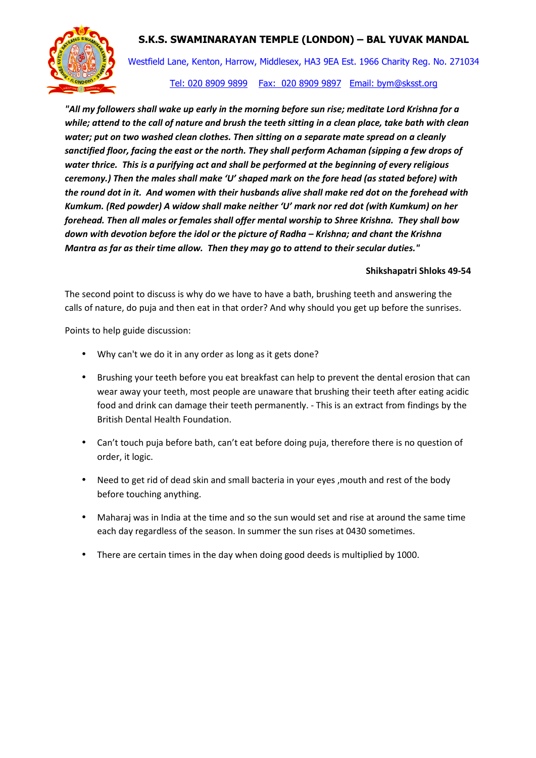## S.K.S. SWAMINARAYAN TEMPLE (LONDON) – BAL YUVAK MANDAL

Westfield Lane, Kenton, Harrow, Middlesex, HA3 9EA Est. 1966 Charity Reg. No. 271034

Tel: 020 8909 9899   Fax: 020 8909 9897   Email: bym@sksst.org

***"All my followers shall wake up early in the morning before sun rise; meditate Lord Krishna for a while; attend to the call of nature and brush the teeth sitting in a clean place, take bath with clean water; put on two washed clean clothes. Then sitting on a separate mate spread on a cleanly sanctified floor, facing the east or the north. They shall perform Achaman (sipping a few drops of water thrice. This is a purifying act and shall be performed at the beginning of every religious ceremony.) Then the males shall make 'U' shaped mark on the fore head (as stated before) with the round dot in it. And women with their husbands alive shall make red dot on the forehead with Kumkum. (Red powder) A widow shall make neither 'U' mark nor red dot (with Kumkum) on her forehead. Then all males or females shall offer mental worship to Shree Krishna. They shall bow down with devotion before the idol or the picture of Radha – Krishna; and chant the Krishna Mantra as far as their time allow. Then they may go to attend to their secular duties."***

**Shikshapatri Shloks 49-54**

The second point to discuss is why do we have to have a bath, brushing teeth and answering the calls of nature, do puja and then eat in that order? And why should you get up before the sunrises.

Points to help guide discussion:

- Why can't we do it in any order as long as it gets done?
- Brushing your teeth before you eat breakfast can help to prevent the dental erosion that can wear away your teeth, most people are unaware that brushing their teeth after eating acidic food and drink can damage their teeth permanently. - This is an extract from findings by the British Dental Health Foundation.
- Can't touch puja before bath, can't eat before doing puja, therefore there is no question of order, it logic.
- Need to get rid of dead skin and small bacteria in your eyes ,mouth and rest of the body before touching anything.
- Maharaj was in India at the time and so the sun would set and rise at around the same time each day regardless of the season. In summer the sun rises at 0430 sometimes.
- There are certain times in the day when doing good deeds is multiplied by 1000.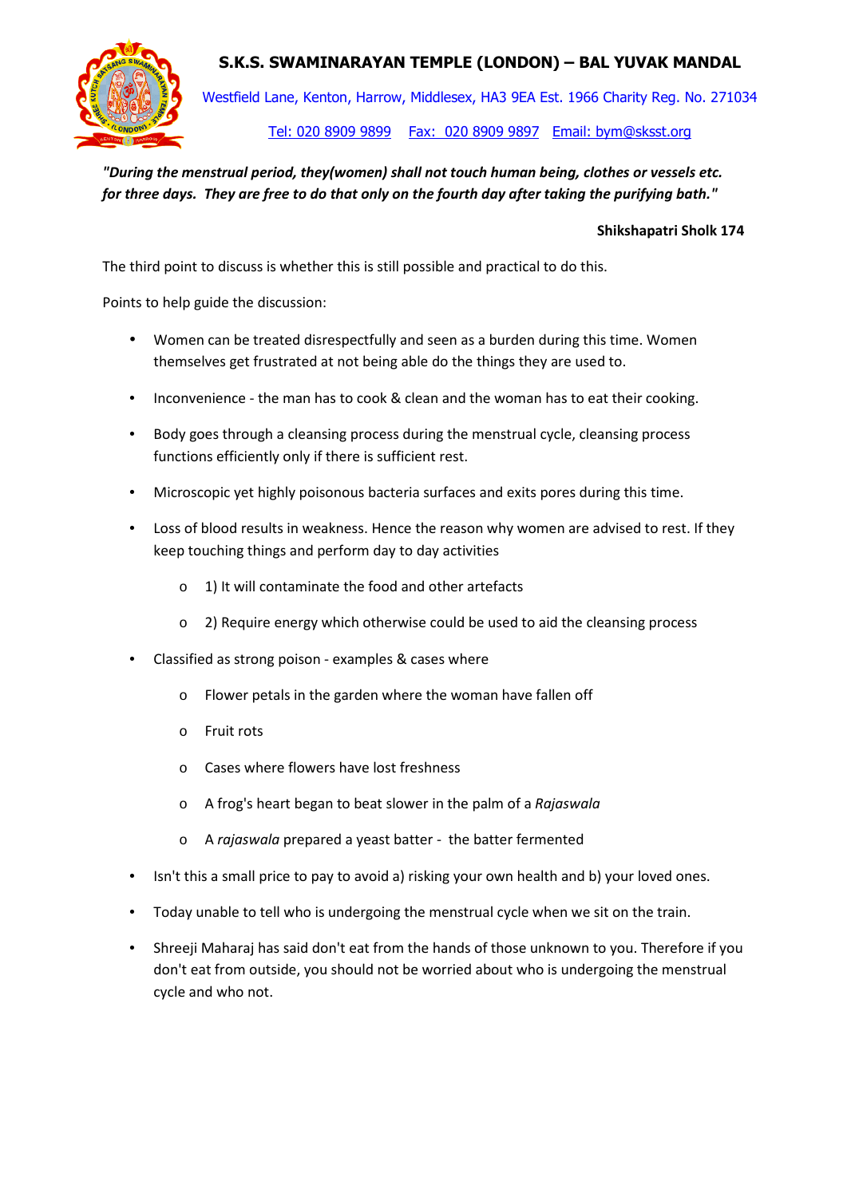**S.K.S. SWAMINARAYAN TEMPLE (LONDON) – BAL YUVAK MANDAL**

Westfield Lane, Kenton, Harrow, Middlesex, HA3 9EA Est. 1966 Charity Reg. No. 271034

Tel: 020 8909 9899 Fax: 020 8909 9897 Email: bym@sksst.org

***"During the menstrual period, they(women) shall not touch human being, clothes or vessels etc. for three days. They are free to do that only on the fourth day after taking the purifying bath."***

**Shikshapatri Sholk 174**

The third point to discuss is whether this is still possible and practical to do this.

Points to help guide the discussion:

- Women can be treated disrespectfully and seen as a burden during this time. Women themselves get frustrated at not being able do the things they are used to.
- Inconvenience - the man has to cook & clean and the woman has to eat their cooking.
- Body goes through a cleansing process during the menstrual cycle, cleansing process functions efficiently only if there is sufficient rest.
- Microscopic yet highly poisonous bacteria surfaces and exits pores during this time.
- Loss of blood results in weakness. Hence the reason why women are advised to rest. If they keep touching things and perform day to day activities
  - 1) It will contaminate the food and other artefacts
  - 2) Require energy which otherwise could be used to aid the cleansing process
- Classified as strong poison - examples & cases where
  - Flower petals in the garden where the woman have fallen off
  - Fruit rots
  - Cases where flowers have lost freshness
  - A frog's heart began to beat slower in the palm of a *Rajaswala*
  - A *rajaswala* prepared a yeast batter - the batter fermented
- Isn't this a small price to pay to avoid a) risking your own health and b) your loved ones.
- Today unable to tell who is undergoing the menstrual cycle when we sit on the train.
- Shreeji Maharaj has said don't eat from the hands of those unknown to you. Therefore if you don't eat from outside, you should not be worried about who is undergoing the menstrual cycle and who not.